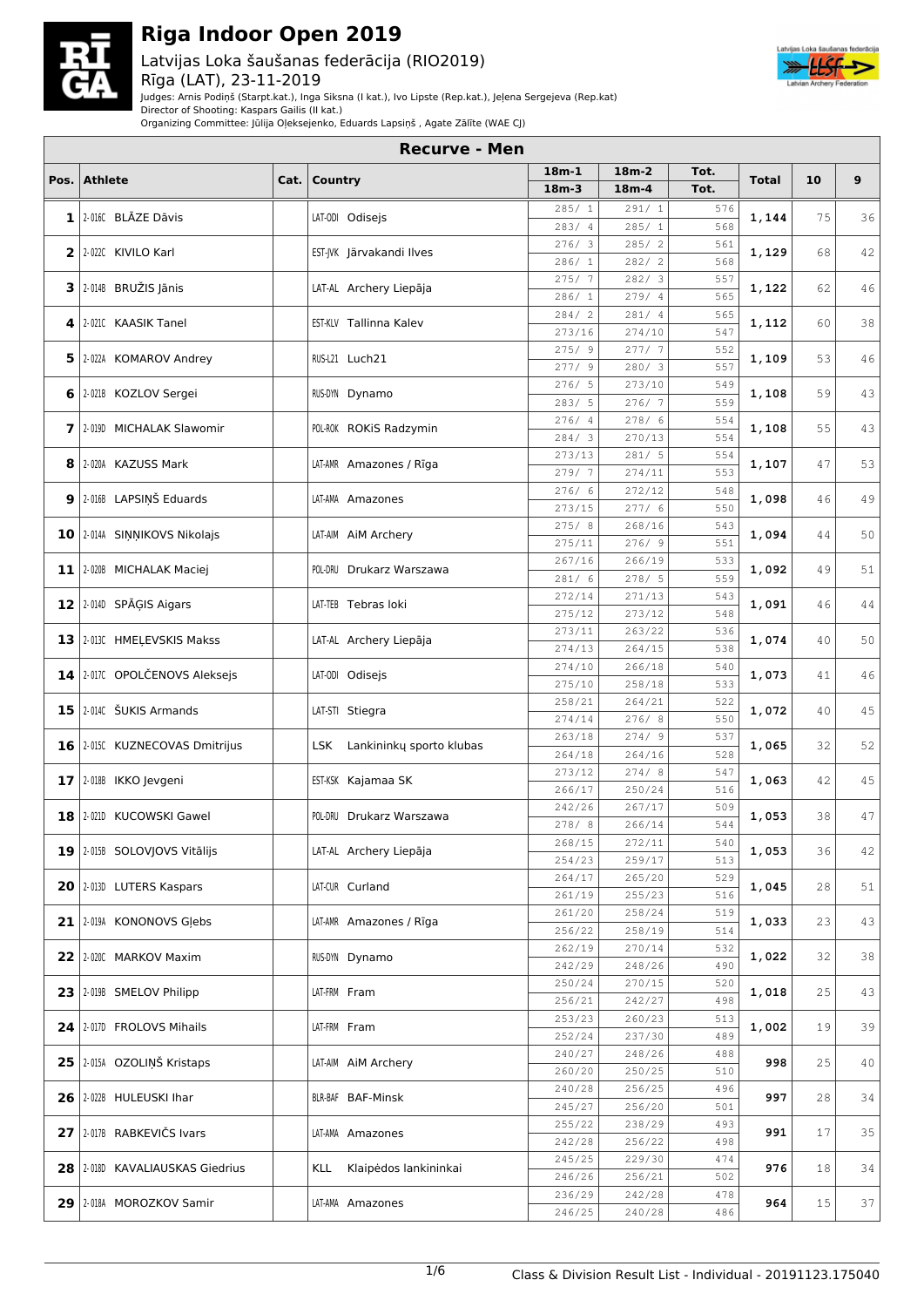# Riga Indoor Open 2019

Latvijas Loka šaušanas federācija (RIO2019)
Rīga (LAT), 23-11-2019

Judges: Arnis Podiņš (Starpt.kat.), Inga Siksna (I kat.), Ivo Lipste (Rep.kat.), Jeļena Sergejeva (Rep.kat)
Director of Shooting: Kaspars Gailis (II kat.)
Organizing Committee: Jūlija Oļeksejenko, Eduards Lapsiņš , Agate Zālīte (WAE CJ)

## Recurve - Men

| Pos. | | Athlete | Cat. | Country | | 18m-1 / 18m-3 | 18m-2 / 18m-4 | Tot. | Total | 10 | 9 |
|---|---|---|---|---|---|---|---|---|---|---|---|
| 1 | 2-016C | BLĀZE Dāvis | | LAT-ODI | Odisejs | 285/ 1 | 291/ 1 | 576 | 1,144 | 75 | 36 |
| | | | | | | 283/ 4 | 285/ 1 | 568 | | | |
| 2 | 2-022C | KIVILO Karl | | EST-JVK | Järvakandi Ilves | 276/ 3 | 285/ 2 | 561 | 1,129 | 68 | 42 |
| | | | | | | 286/ 1 | 282/ 2 | 568 | | | |
| 3 | 2-014B | BRUŽIS Jānis | | LAT-AL | Archery Liepāja | 275/ 7 | 282/ 3 | 557 | 1,122 | 62 | 46 |
| | | | | | | 286/ 1 | 279/ 4 | 565 | | | |
| 4 | 2-021C | KAASIK Tanel | | EST-KLV | Tallinna Kalev | 284/ 2 | 281/ 4 | 565 | 1,112 | 60 | 38 |
| | | | | | | 273/16 | 274/10 | 547 | | | |
| 5 | 2-022A | KOMAROV Andrey | | RUS-L21 | Luch21 | 275/ 9 | 277/ 7 | 552 | 1,109 | 53 | 46 |
| | | | | | | 277/ 9 | 280/ 3 | 557 | | | |
| 6 | 2-021B | KOZLOV Sergei | | RUS-DYN | Dynamo | 276/ 5 | 273/10 | 549 | 1,108 | 59 | 43 |
| | | | | | | 283/ 5 | 276/ 7 | 559 | | | |
| 7 | 2-019D | MICHALAK Slawomir | | POL-ROK | ROKiS Radzymin | 276/ 4 | 278/ 6 | 554 | 1,108 | 55 | 43 |
| | | | | | | 284/ 3 | 270/13 | 554 | | | |
| 8 | 2-020A | KAZUSS Mark | | LAT-AMR | Amazones / Rīga | 273/13 | 281/ 5 | 554 | 1,107 | 47 | 53 |
| | | | | | | 279/ 7 | 274/11 | 553 | | | |
| 9 | 2-016B | LAPSIŅŠ Eduards | | LAT-AMA | Amazones | 276/ 6 | 272/12 | 548 | 1,098 | 46 | 49 |
| | | | | | | 273/15 | 277/ 6 | 550 | | | |
| 10 | 2-014A | SIŅŅIKOVS Nikolajs | | LAT-AIM | AiM Archery | 275/ 8 | 268/16 | 543 | 1,094 | 44 | 50 |
| | | | | | | 275/11 | 276/ 9 | 551 | | | |
| 11 | 2-020B | MICHALAK Maciej | | POL-DRU | Drukarz Warszawa | 267/16 | 266/19 | 533 | 1,092 | 49 | 51 |
| | | | | | | 281/ 6 | 278/ 5 | 559 | | | |
| 12 | 2-014D | SPĀĢIS Aigars | | LAT-TEB | Tebras loki | 272/14 | 271/13 | 543 | 1,091 | 46 | 44 |
| | | | | | | 275/12 | 273/12 | 548 | | | |
| 13 | 2-013C | HMEĻEVSKIS Makss | | LAT-AL | Archery Liepāja | 273/11 | 263/22 | 536 | 1,074 | 40 | 50 |
| | | | | | | 274/13 | 264/15 | 538 | | | |
| 14 | 2-017C | OPOLČENOVS Aleksejs | | LAT-ODI | Odisejs | 274/10 | 266/18 | 540 | 1,073 | 41 | 46 |
| | | | | | | 275/10 | 258/18 | 533 | | | |
| 15 | 2-014C | ŠUKIS Armands | | LAT-STI | Stiegra | 258/21 | 264/21 | 522 | 1,072 | 40 | 45 |
| | | | | | | 274/14 | 276/ 8 | 550 | | | |
| 16 | 2-015C | KUZNECOVAS Dmitrijus | | LSK | Lankininkų sporto klubas | 263/18 | 274/ 9 | 537 | 1,065 | 32 | 52 |
| | | | | | | 264/18 | 264/16 | 528 | | | |
| 17 | 2-018B | IKKO Jevgeni | | EST-KSK | Kajamaa SK | 273/12 | 274/ 8 | 547 | 1,063 | 42 | 45 |
| | | | | | | 266/17 | 250/24 | 516 | | | |
| 18 | 2-021D | KUCOWSKI Gawel | | POL-DRU | Drukarz Warszawa | 242/26 | 267/17 | 509 | 1,053 | 38 | 47 |
| | | | | | | 278/ 8 | 266/14 | 544 | | | |
| 19 | 2-015B | SOLOVJOVS Vitālijs | | LAT-AL | Archery Liepāja | 268/15 | 272/11 | 540 | 1,053 | 36 | 42 |
| | | | | | | 254/23 | 259/17 | 513 | | | |
| 20 | 2-013D | LUTERS Kaspars | | LAT-CUR | Curland | 264/17 | 265/20 | 529 | 1,045 | 28 | 51 |
| | | | | | | 261/19 | 255/23 | 516 | | | |
| 21 | 2-019A | KONONOVS Gļebs | | LAT-AMR | Amazones / Rīga | 261/20 | 258/24 | 519 | 1,033 | 23 | 43 |
| | | | | | | 256/22 | 258/19 | 514 | | | |
| 22 | 2-020C | MARKOV Maxim | | RUS-DYN | Dynamo | 262/19 | 270/14 | 532 | 1,022 | 32 | 38 |
| | | | | | | 242/29 | 248/26 | 490 | | | |
| 23 | 2-019B | SMELOV Philipp | | LAT-FRM | Fram | 250/24 | 270/15 | 520 | 1,018 | 25 | 43 |
| | | | | | | 256/21 | 242/27 | 498 | | | |
| 24 | 2-017D | FROLOVS Mihails | | LAT-FRM | Fram | 253/23 | 260/23 | 513 | 1,002 | 19 | 39 |
| | | | | | | 252/24 | 237/30 | 489 | | | |
| 25 | 2-015A | OZOLIŅŠ Kristaps | | LAT-AIM | AiM Archery | 240/27 | 248/26 | 488 | 998 | 25 | 40 |
| | | | | | | 260/20 | 250/25 | 510 | | | |
| 26 | 2-022B | HULEUSKI Ihar | | BLR-BAF | BAF-Minsk | 240/28 | 256/25 | 496 | 997 | 28 | 34 |
| | | | | | | 245/27 | 256/20 | 501 | | | |
| 27 | 2-017B | RABKEVIČS Ivars | | LAT-AMA | Amazones | 255/22 | 238/29 | 493 | 991 | 17 | 35 |
| | | | | | | 242/28 | 256/22 | 498 | | | |
| 28 | 2-018D | KAVALIAUSKAS Giedrius | | KLL | Klaipėdos lankininkai | 245/25 | 229/30 | 474 | 976 | 18 | 34 |
| | | | | | | 246/26 | 256/21 | 502 | | | |
| 29 | 2-018A | MOROZKOV Samir | | LAT-AMA | Amazones | 236/29 | 242/28 | 478 | 964 | 15 | 37 |
| | | | | | | 246/25 | 240/28 | 486 | | | |

Class & Division Result List - Individual - 20191123.175040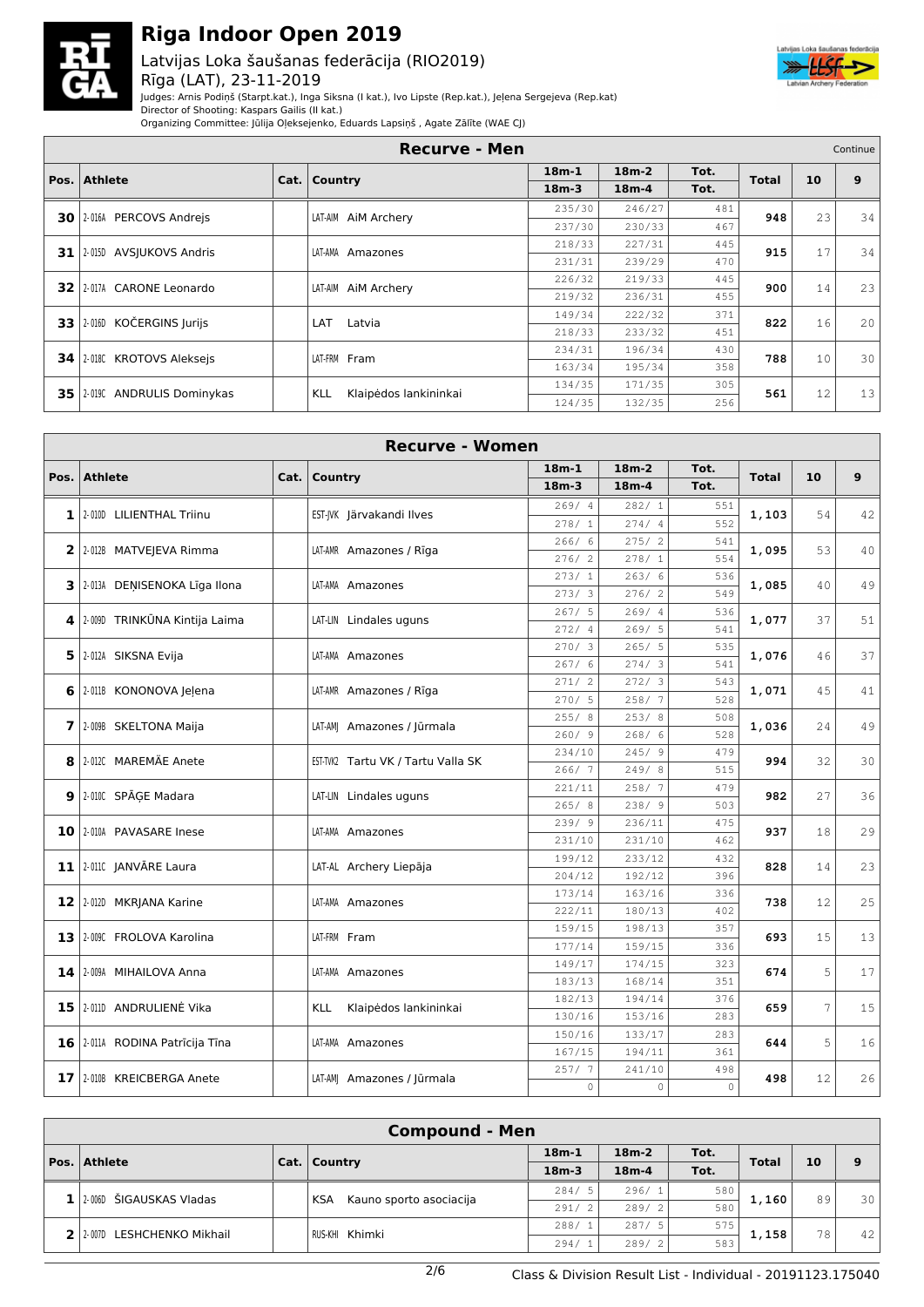# Riga Indoor Open 2019

## Latvijas Loka šaušanas federācija (RIO2019)

Rīga (LAT), 23-11-2019

Judges: Arnis Podiņš (Starpt.kat.), Inga Siksna (I kat.), Ivo Lipste (Rep.kat.), Jeļena Sergejeva (Rep.kat)
Director of Shooting: Kaspars Gailis (II kat.)
Organizing Committee: Jūlija Oļeksejenko, Eduards Lapsiņš , Agate Zālīte (WAE CJ)

### Recurve - Men

Continue

| Pos. | | Athlete | Cat. | Country | | 18m-1 / 18m-3 | 18m-2 / 18m-4 | Tot. | Total | 10 | 9 |
|---|---|---|---|---|---|---|---|---|---|---|---|
| 30 | 2-016A | PERCOVS Andrejs | | LAT-AIM | AiM Archery | 235/30 | 246/27 | 481 | 948 | 23 | 34 |
| | | | | | | 237/30 | 230/33 | 467 | | | |
| 31 | 2-015D | AVSJUKOVS Andris | | LAT-AMA | Amazones | 218/33 | 227/31 | 445 | 915 | 17 | 34 |
| | | | | | | 231/31 | 239/29 | 470 | | | |
| 32 | 2-017A | CARONE Leonardo | | LAT-AIM | AiM Archery | 226/32 | 219/33 | 445 | 900 | 14 | 23 |
| | | | | | | 219/32 | 236/31 | 455 | | | |
| 33 | 2-016D | KOČERGINS Jurijs | | LAT | Latvia | 149/34 | 222/32 | 371 | 822 | 16 | 20 |
| | | | | | | 218/33 | 233/32 | 451 | | | |
| 34 | 2-018C | KROTOVS Aleksejs | | LAT-FRM | Fram | 234/31 | 196/34 | 430 | 788 | 10 | 30 |
| | | | | | | 163/34 | 195/34 | 358 | | | |
| 35 | 2-019C | ANDRULIS Dominykas | | KLL | Klaipėdos lankininkai | 134/35 | 171/35 | 305 | 561 | 12 | 13 |
| | | | | | | 124/35 | 132/35 | 256 | | | |

### Recurve - Women

| Pos. | | Athlete | Cat. | Country | | 18m-1 / 18m-3 | 18m-2 / 18m-4 | Tot. | Total | 10 | 9 |
|---|---|---|---|---|---|---|---|---|---|---|---|
| 1 | 2-010D | LILIENTHAL Triinu | | EST-JVK | Järvakandi Ilves | 269/ 4 | 282/ 1 | 551 | 1,103 | 54 | 42 |
| | | | | | | 278/ 1 | 274/ 4 | 552 | | | |
| 2 | 2-012B | MATVEJEVA Rimma | | LAT-AMR | Amazones / Rīga | 266/ 6 | 275/ 2 | 541 | 1,095 | 53 | 40 |
| | | | | | | 276/ 2 | 278/ 1 | 554 | | | |
| 3 | 2-013A | DEŅISENOKA Līga Ilona | | LAT-AMA | Amazones | 273/ 1 | 263/ 6 | 536 | 1,085 | 40 | 49 |
| | | | | | | 273/ 3 | 276/ 2 | 549 | | | |
| 4 | 2-009D | TRINKŪNA Kintija Laima | | LAT-LIN | Lindales uguns | 267/ 5 | 269/ 4 | 536 | 1,077 | 37 | 51 |
| | | | | | | 272/ 4 | 269/ 5 | 541 | | | |
| 5 | 2-012A | SIKSNA Evija | | LAT-AMA | Amazones | 270/ 3 | 265/ 5 | 535 | 1,076 | 46 | 37 |
| | | | | | | 267/ 6 | 274/ 3 | 541 | | | |
| 6 | 2-011B | KONONOVA Jeļena | | LAT-AMR | Amazones / Rīga | 271/ 2 | 272/ 3 | 543 | 1,071 | 45 | 41 |
| | | | | | | 270/ 5 | 258/ 7 | 528 | | | |
| 7 | 2-009B | SKELTONA Maija | | LAT-AMJ | Amazones / Jūrmala | 255/ 8 | 253/ 8 | 508 | 1,036 | 24 | 49 |
| | | | | | | 260/ 9 | 268/ 6 | 528 | | | |
| 8 | 2-012C | MAREMÄE Anete | | EST-TVK2 | Tartu VK / Tartu Valla SK | 234/10 | 245/ 9 | 479 | 994 | 32 | 30 |
| | | | | | | 266/ 7 | 249/ 8 | 515 | | | |
| 9 | 2-010C | SPĀĢE Madara | | LAT-LIN | Lindales uguns | 221/11 | 258/ 7 | 479 | 982 | 27 | 36 |
| | | | | | | 265/ 8 | 238/ 9 | 503 | | | |
| 10 | 2-010A | PAVASARE Inese | | LAT-AMA | Amazones | 239/ 9 | 236/11 | 475 | 937 | 18 | 29 |
| | | | | | | 231/10 | 231/10 | 462 | | | |
| 11 | 2-011C | JANVĀRE Laura | | LAT-AL | Archery Liepāja | 199/12 | 233/12 | 432 | 828 | 14 | 23 |
| | | | | | | 204/12 | 192/12 | 396 | | | |
| 12 | 2-012D | MKRJANA Karine | | LAT-AMA | Amazones | 173/14 | 163/16 | 336 | 738 | 12 | 25 |
| | | | | | | 222/11 | 180/13 | 402 | | | |
| 13 | 2-009C | FROLOVA Karolina | | LAT-FRM | Fram | 159/15 | 198/13 | 357 | 693 | 15 | 13 |
| | | | | | | 177/14 | 159/15 | 336 | | | |
| 14 | 2-009A | MIHAILOVA Anna | | LAT-AMA | Amazones | 149/17 | 174/15 | 323 | 674 | 5 | 17 |
| | | | | | | 183/13 | 168/14 | 351 | | | |
| 15 | 2-011D | ANDRULIENĖ Vika | | KLL | Klaipėdos lankininkai | 182/13 | 194/14 | 376 | 659 | 7 | 15 |
| | | | | | | 130/16 | 153/16 | 283 | | | |
| 16 | 2-011A | RODINA Patrīcija Tīna | | LAT-AMA | Amazones | 150/16 | 133/17 | 283 | 644 | 5 | 16 |
| | | | | | | 167/15 | 194/11 | 361 | | | |
| 17 | 2-010B | KREICBERGA Anete | | LAT-AMJ | Amazones / Jūrmala | 257/ 7 | 241/10 | 498 | 498 | 12 | 26 |
| | | | | | | 0 | 0 | 0 | | | |

### Compound - Men

| Pos. | | Athlete | Cat. | Country | | 18m-1 / 18m-3 | 18m-2 / 18m-4 | Tot. | Total | 10 | 9 |
|---|---|---|---|---|---|---|---|---|---|---|---|
| 1 | 2-006D | ŠIGAUSKAS Vladas | | KSA | Kauno sporto asociacija | 284/ 5 | 296/ 1 | 580 | 1,160 | 89 | 30 |
| | | | | | | 291/ 2 | 289/ 2 | 580 | | | |
| 2 | 2-007D | LESHCHENKO Mikhail | | RUS-KHI | Khimki | 288/ 1 | 287/ 5 | 575 | 1,158 | 78 | 42 |
| | | | | | | 294/ 1 | 289/ 2 | 583 | | | |

Class & Division Result List - Individual - 20191123.175040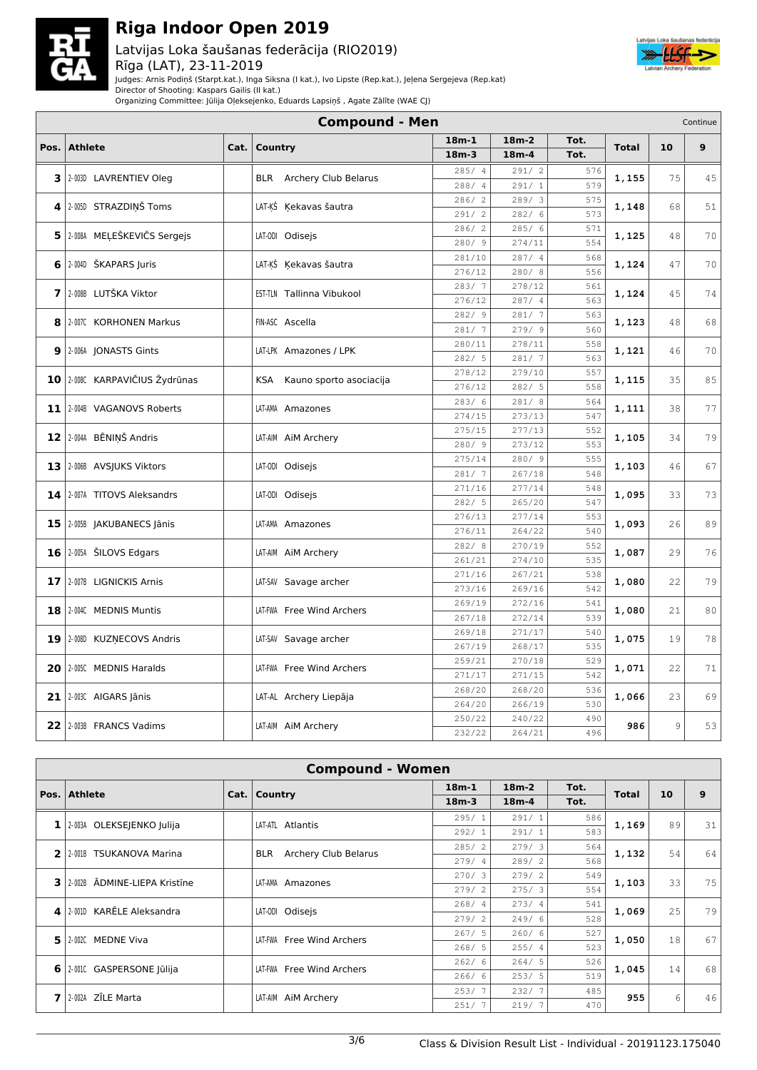# Riga Indoor Open 2019

Latvijas Loka šaušanas federācija (RIO2019)
Rīga (LAT), 23-11-2019

Judges: Arnis Podiņš (Starpt.kat.), Inga Siksna (I kat.), Ivo Lipste (Rep.kat.), Jeļena Sergejeva (Rep.kat)
Director of Shooting: Kaspars Gailis (II kat.)
Organizing Committee: Jūlija Oļeksejenko, Eduards Lapsiņš , Agate Zālīte (WAE CJ)

## Compound - Men

Continue

| Pos. | Athlete | Cat. | Country | 18m-1 / 18m-3 | 18m-2 / 18m-4 | Tot. / Tot. | Total | 10 | 9 |
|---|---|---|---|---|---|---|---|---|---|
| 3 | 2-003D LAVRENTIEV Oleg | | BLR Archery Club Belarus | 285/ 4 | 291/ 2 | 576 | 1,155 | 75 | 45 |
| | | | | 288/ 4 | 291/ 1 | 579 | | | |
| 4 | 2-005D STRAZDIŅŠ Toms | | LAT-ĶŠ Ķekavas šautra | 286/ 2 | 289/ 3 | 575 | 1,148 | 68 | 51 |
| | | | | 291/ 2 | 282/ 6 | 573 | | | |
| 5 | 2-008A MEĻEŠKEVIČS Sergejs | | LAT-ODI Odisejs | 286/ 2 | 285/ 6 | 571 | 1,125 | 48 | 70 |
| | | | | 280/ 9 | 274/11 | 554 | | | |
| 6 | 2-004D ŠKAPARS Juris | | LAT-ĶŠ Ķekavas šautra | 281/10 | 287/ 4 | 568 | 1,124 | 47 | 70 |
| | | | | 276/12 | 280/ 8 | 556 | | | |
| 7 | 2-008B LUTŠKA Viktor | | EST-TLN Tallinna Vibukool | 283/ 7 | 278/12 | 561 | 1,124 | 45 | 74 |
| | | | | 276/12 | 287/ 4 | 563 | | | |
| 8 | 2-007C KORHONEN Markus | | FIN-ASC Ascella | 282/ 9 | 281/ 7 | 563 | 1,123 | 48 | 68 |
| | | | | 281/ 7 | 279/ 9 | 560 | | | |
| 9 | 2-006A JONASTS Gints | | LAT-LPK Amazones / LPK | 280/11 | 278/11 | 558 | 1,121 | 46 | 70 |
| | | | | 282/ 5 | 281/ 7 | 563 | | | |
| 10 | 2-008C KARPAVIČIUS Žydrūnas | | KSA Kauno sporto asociacija | 278/12 | 279/10 | 557 | 1,115 | 35 | 85 |
| | | | | 276/12 | 282/ 5 | 558 | | | |
| 11 | 2-004B VAGANOVS Roberts | | LAT-AMA Amazones | 283/ 6 | 281/ 8 | 564 | 1,111 | 38 | 77 |
| | | | | 274/15 | 273/13 | 547 | | | |
| 12 | 2-004A BĒNIŅŠ Andris | | LAT-AIM AiM Archery | 275/15 | 277/13 | 552 | 1,105 | 34 | 79 |
| | | | | 280/ 9 | 273/12 | 553 | | | |
| 13 | 2-006B AVSJUKS Viktors | | LAT-ODI Odisejs | 275/14 | 280/ 9 | 555 | 1,103 | 46 | 67 |
| | | | | 281/ 7 | 267/18 | 548 | | | |
| 14 | 2-007A TITOVS Aleksandrs | | LAT-ODI Odisejs | 271/16 | 277/14 | 548 | 1,095 | 33 | 73 |
| | | | | 282/ 5 | 265/20 | 547 | | | |
| 15 | 2-005B JAKUBANECS Jānis | | LAT-AMA Amazones | 276/13 | 277/14 | 553 | 1,093 | 26 | 89 |
| | | | | 276/11 | 264/22 | 540 | | | |
| 16 | 2-005A ŠILOVS Edgars | | LAT-AIM AiM Archery | 282/ 8 | 270/19 | 552 | 1,087 | 29 | 76 |
| | | | | 261/21 | 274/10 | 535 | | | |
| 17 | 2-007B LIGNICKIS Arnis | | LAT-SAV Savage archer | 271/16 | 267/21 | 538 | 1,080 | 22 | 79 |
| | | | | 273/16 | 269/16 | 542 | | | |
| 18 | 2-004C MEDNIS Muntis | | LAT-FWA Free Wind Archers | 269/19 | 272/16 | 541 | 1,080 | 21 | 80 |
| | | | | 267/18 | 272/14 | 539 | | | |
| 19 | 2-008D KUZŅECOVS Andris | | LAT-SAV Savage archer | 269/18 | 271/17 | 540 | 1,075 | 19 | 78 |
| | | | | 267/19 | 268/17 | 535 | | | |
| 20 | 2-005C MEDNIS Haralds | | LAT-FWA Free Wind Archers | 259/21 | 270/18 | 529 | 1,071 | 22 | 71 |
| | | | | 271/17 | 271/15 | 542 | | | |
| 21 | 2-003C AIGARS Jānis | | LAT-AL Archery Liepāja | 268/20 | 268/20 | 536 | 1,066 | 23 | 69 |
| | | | | 264/20 | 266/19 | 530 | | | |
| 22 | 2-003B FRANCS Vadims | | LAT-AIM AiM Archery | 250/22 | 240/22 | 490 | 986 | 9 | 53 |
| | | | | 232/22 | 264/21 | 496 | | | |

## Compound - Women

| Pos. | Athlete | Cat. | Country | 18m-1 / 18m-3 | 18m-2 / 18m-4 | Tot. / Tot. | Total | 10 | 9 |
|---|---|---|---|---|---|---|---|---|---|
| 1 | 2-003A OLEKSEJENKO Julija | | LAT-ATL Atlantis | 295/ 1 | 291/ 1 | 586 | 1,169 | 89 | 31 |
| | | | | 292/ 1 | 291/ 1 | 583 | | | |
| 2 | 2-001B TSUKANOVA Marina | | BLR Archery Club Belarus | 285/ 2 | 279/ 3 | 564 | 1,132 | 54 | 64 |
| | | | | 279/ 4 | 289/ 2 | 568 | | | |
| 3 | 2-002B ĀDMINE-LIEPA Kristīne | | LAT-AMA Amazones | 270/ 3 | 279/ 2 | 549 | 1,103 | 33 | 75 |
| | | | | 279/ 2 | 275/ 3 | 554 | | | |
| 4 | 2-001D KARĒLE Aleksandra | | LAT-ODI Odisejs | 268/ 4 | 273/ 4 | 541 | 1,069 | 25 | 79 |
| | | | | 279/ 2 | 249/ 6 | 528 | | | |
| 5 | 2-002C MEDNE Viva | | LAT-FWA Free Wind Archers | 267/ 5 | 260/ 6 | 527 | 1,050 | 18 | 67 |
| | | | | 268/ 5 | 255/ 4 | 523 | | | |
| 6 | 2-001C GASPERSONE Jūlija | | LAT-FWA Free Wind Archers | 262/ 6 | 264/ 5 | 526 | 1,045 | 14 | 68 |
| | | | | 266/ 6 | 253/ 5 | 519 | | | |
| 7 | 2-002A ZĪLE Marta | | LAT-AIM AiM Archery | 253/ 7 | 232/ 7 | 485 | 955 | 6 | 46 |
| | | | | 251/ 7 | 219/ 7 | 470 | | | |

Class & Division Result List - Individual - 20191123.175040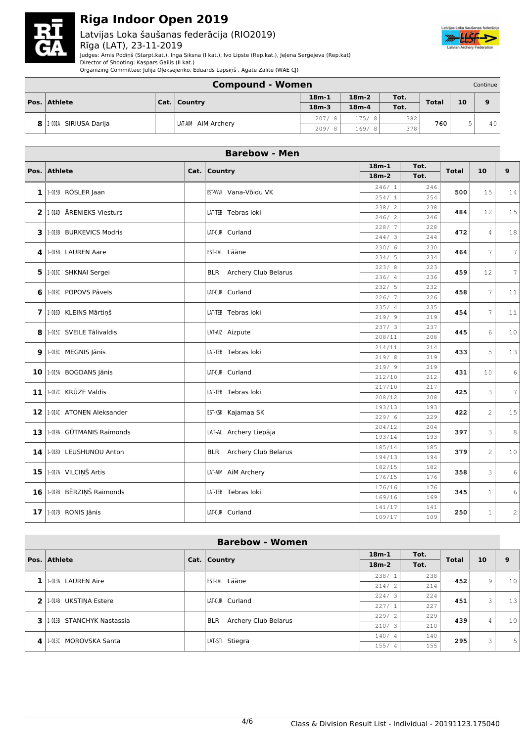# Riga Indoor Open 2019

Latvijas Loka šaušanas federācija (RIO2019)
Rīga (LAT), 23-11-2019

Judges: Arnis Podiņš (Starpt.kat.), Inga Siksna (I kat.), Ivo Lipste (Rep.kat.), Jeļena Sergejeva (Rep.kat)
Director of Shooting: Kaspars Gailis (II kat.)
Organizing Committee: Jūlija Oļeksejenko, Eduards Lapsiņš , Agate Zālīte (WAE CJ)

## Compound - Women

Continue

| Pos. | Athlete | Cat. | Country | 18m-1 / 18m-3 | 18m-2 / 18m-4 | Tot. / Tot. | Total | 10 | 9 |
|---|---|---|---|---|---|---|---|---|---|
| 8 | 2-001A SIRIUSA Darija | | LAT-AIM AiM Archery | 207/ 8 | 175/ 8 | 382 | 760 | 5 | 40 |
| | | | | 209/ 8 | 169/ 8 | 378 | | | |

## Barebow - Men

| Pos. | Athlete | Cat. | Country | 18m-1 / 18m-2 | Tot. / Tot. | Total | 10 | 9 |
|---|---|---|---|---|---|---|---|---|
| 1 | 1-015B RÖSLER Jaan | | EST-VVVK Vana-Võidu VK | 246/ 1 | 246 | 500 | 15 | 14 |
| | | | | 254/ 1 | 254 | | | |
| 2 | 1-014D ĀRENIEKS Viesturs | | LAT-TEB Tebras loki | 238/ 2 | 238 | 484 | 12 | 15 |
| | | | | 246/ 2 | 246 | | | |
| 3 | 1-018B BURKEVICS Modris | | LAT-CUR Curland | 228/ 7 | 228 | 472 | 4 | 18 |
| | | | | 244/ 3 | 244 | | | |
| 4 | 1-016B LAUREN Aare | | EST-LVL Lääne | 230/ 6 | 230 | 464 | 7 | 7 |
| | | | | 234/ 5 | 234 | | | |
| 5 | 1-016C SHKNAI Sergei | | BLR Archery Club Belarus | 223/ 8 | 223 | 459 | 12 | 7 |
| | | | | 236/ 4 | 236 | | | |
| 6 | 1-019C POPOVS Pāvels | | LAT-CUR Curland | 232/ 5 | 232 | 458 | 7 | 11 |
| | | | | 226/ 7 | 226 | | | |
| 7 | 1-016D KLEINS Mārtiņš | | LAT-TEB Tebras loki | 235/ 4 | 235 | 454 | 7 | 11 |
| | | | | 219/ 9 | 219 | | | |
| 8 | 1-015C SVEILE Tālivaldis | | LAT-AIZ Aizpute | 237/ 3 | 237 | 445 | 6 | 10 |
| | | | | 208/11 | 208 | | | |
| 9 | 1-018C MEGNIS Jānis | | LAT-TEB Tebras loki | 214/11 | 214 | 433 | 5 | 13 |
| | | | | 219/ 8 | 219 | | | |
| 10 | 1-015A BOGDANS Jānis | | LAT-CUR Curland | 219/ 9 | 219 | 431 | 10 | 6 |
| | | | | 212/10 | 212 | | | |
| 11 | 1-017C KRŪZE Valdis | | LAT-TEB Tebras loki | 217/10 | 217 | 425 | 3 | 7 |
| | | | | 208/12 | 208 | | | |
| 12 | 1-014C ATONEN Aleksander | | EST-KSK Kajamaa SK | 193/13 | 193 | 422 | 2 | 15 |
| | | | | 229/ 6 | 229 | | | |
| 13 | 1-019A GŪTMANIS Raimonds | | LAT-AL Archery Liepāja | 204/12 | 204 | 397 | 3 | 8 |
| | | | | 193/14 | 193 | | | |
| 14 | 1-018D LEUSHUNOU Anton | | BLR Archery Club Belarus | 185/14 | 185 | 379 | 2 | 10 |
| | | | | 194/13 | 194 | | | |
| 15 | 1-017A VILCIŅŠ Artis | | LAT-AIM AiM Archery | 182/15 | 182 | 358 | 3 | 6 |
| | | | | 176/15 | 176 | | | |
| 16 | 1-019B BĒRZIŅŠ Raimonds | | LAT-TEB Tebras loki | 176/16 | 176 | 345 | 1 | 6 |
| | | | | 169/16 | 169 | | | |
| 17 | 1-017B RONIS Jānis | | LAT-CUR Curland | 141/17 | 141 | 250 | 1 | 2 |
| | | | | 109/17 | 109 | | | |

## Barebow - Women

| Pos. | Athlete | Cat. | Country | 18m-1 / 18m-2 | Tot. / Tot. | Total | 10 | 9 |
|---|---|---|---|---|---|---|---|---|
| 1 | 1-013A LAUREN Aire | | EST-LVL Lääne | 238/ 1 | 238 | 452 | 9 | 10 |
| | | | | 214/ 2 | 214 | | | |
| 2 | 1-014B UKSTIŅA Estere | | LAT-CUR Curland | 224/ 3 | 224 | 451 | 3 | 13 |
| | | | | 227/ 1 | 227 | | | |
| 3 | 1-013B STANCHYK Nastassia | | BLR Archery Club Belarus | 229/ 2 | 229 | 439 | 4 | 10 |
| | | | | 210/ 3 | 210 | | | |
| 4 | 1-013C MOROVSKA Santa | | LAT-STI Stiegra | 140/ 4 | 140 | 295 | 3 | 5 |
| | | | | 155/ 4 | 155 | | | |

Class & Division Result List - Individual - 20191123.175040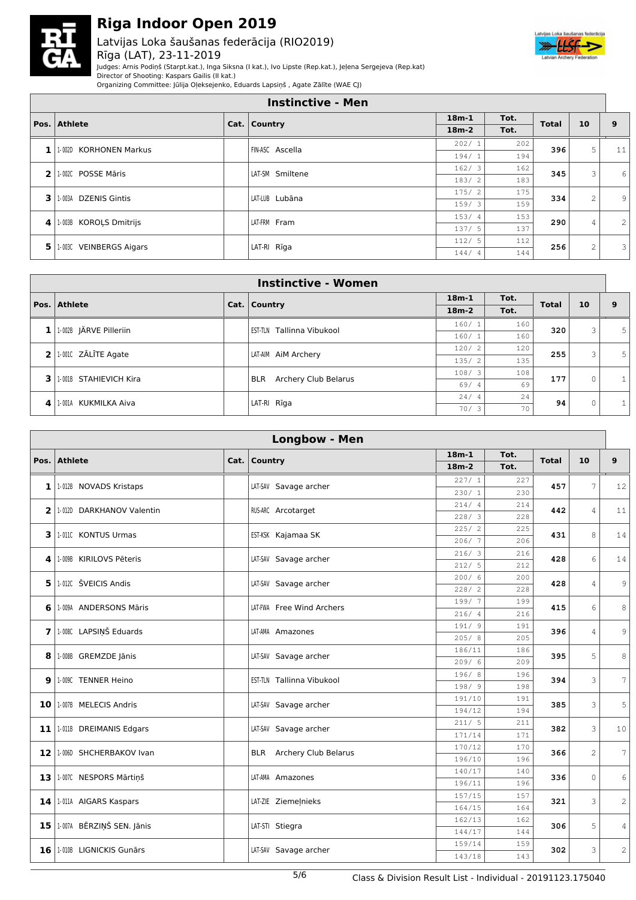# Riga Indoor Open 2019

Latvijas Loka šaušanas federācija (RIO2019)
Rīga (LAT), 23-11-2019

Judges: Arnis Podiņš (Starpt.kat.), Inga Siksna (I kat.), Ivo Lipste (Rep.kat.), Jeļena Sergejeva (Rep.kat)
Director of Shooting: Kaspars Gailis (II kat.)
Organizing Committee: Jūlija Oļeksejenko, Eduards Lapsiņš , Agate Zālīte (WAE CJ)

## Instinctive - Men

| Pos. | Athlete | Cat. | Country | 18m-1 / 18m-2 | Tot. | Total | 10 | 9 |
|---|---|---|---|---|---|---|---|---|
| 1 | 1-002D KORHONEN Markus | | FIN-ASC Ascella | 202/ 1 | 202 | 396 | 5 | 11 |
| | | | | 194/ 1 | 194 | | | |
| 2 | 1-002C POSSE Māris | | LAT-SM Smiltene | 162/ 3 | 162 | 345 | 3 | 6 |
| | | | | 183/ 2 | 183 | | | |
| 3 | 1-003A DZENIS Gintis | | LAT-LUB Lubāna | 175/ 2 | 175 | 334 | 2 | 9 |
| | | | | 159/ 3 | 159 | | | |
| 4 | 1-003B KOROĻS Dmitrijs | | LAT-FRM Fram | 153/ 4 | 153 | 290 | 4 | 2 |
| | | | | 137/ 5 | 137 | | | |
| 5 | 1-003C VEINBERGS Aigars | | LAT-RI Rīga | 112/ 5 | 112 | 256 | 2 | 3 |
| | | | | 144/ 4 | 144 | | | |

## Instinctive - Women

| Pos. | Athlete | Cat. | Country | 18m-1 / 18m-2 | Tot. | Total | 10 | 9 |
|---|---|---|---|---|---|---|---|---|
| 1 | 1-002B JÄRVE Pilleriin | | EST-TLN Tallinna Vibukool | 160/ 1 | 160 | 320 | 3 | 5 |
| | | | | 160/ 1 | 160 | | | |
| 2 | 1-001C ZĀLĪTE Agate | | LAT-AIM AiM Archery | 120/ 2 | 120 | 255 | 3 | 5 |
| | | | | 135/ 2 | 135 | | | |
| 3 | 1-001B STAHIEVICH Kira | | BLR Archery Club Belarus | 108/ 3 | 108 | 177 | 0 | 1 |
| | | | | 69/ 4 | 69 | | | |
| 4 | 1-001A KUKMILKA Aiva | | LAT-RI Rīga | 24/ 4 | 24 | 94 | 0 | 1 |
| | | | | 70/ 3 | 70 | | | |

## Longbow - Men

| Pos. | Athlete | Cat. | Country | 18m-1 / 18m-2 | Tot. | Total | 10 | 9 |
|---|---|---|---|---|---|---|---|---|
| 1 | 1-012B NOVADS Kristaps | | LAT-SAV Savage archer | 227/ 1 | 227 | 457 | 7 | 12 |
| | | | | 230/ 1 | 230 | | | |
| 2 | 1-012D DARKHANOV Valentin | | RUS-ARC Arcotarget | 214/ 4 | 214 | 442 | 4 | 11 |
| | | | | 228/ 3 | 228 | | | |
| 3 | 1-011C KONTUS Urmas | | EST-KSK Kajamaa SK | 225/ 2 | 225 | 431 | 8 | 14 |
| | | | | 206/ 7 | 206 | | | |
| 4 | 1-009B KIRILOVS Pēteris | | LAT-SAV Savage archer | 216/ 3 | 216 | 428 | 6 | 14 |
| | | | | 212/ 5 | 212 | | | |
| 5 | 1-012C ŠVEICIS Andis | | LAT-SAV Savage archer | 200/ 6 | 200 | 428 | 4 | 9 |
| | | | | 228/ 2 | 228 | | | |
| 6 | 1-009A ANDERSONS Māris | | LAT-FWA Free Wind Archers | 199/ 7 | 199 | 415 | 6 | 8 |
| | | | | 216/ 4 | 216 | | | |
| 7 | 1-008C LAPSIŅŠ Eduards | | LAT-AMA Amazones | 191/ 9 | 191 | 396 | 4 | 9 |
| | | | | 205/ 8 | 205 | | | |
| 8 | 1-008B GREMZDE Jānis | | LAT-SAV Savage archer | 186/11 | 186 | 395 | 5 | 8 |
| | | | | 209/ 6 | 209 | | | |
| 9 | 1-009C TENNER Heino | | EST-TLN Tallinna Vibukool | 196/ 8 | 196 | 394 | 3 | 7 |
| | | | | 198/ 9 | 198 | | | |
| 10 | 1-007B MELECIS Andris | | LAT-SAV Savage archer | 191/10 | 191 | 385 | 3 | 5 |
| | | | | 194/12 | 194 | | | |
| 11 | 1-011B DREIMANIS Edgars | | LAT-SAV Savage archer | 211/ 5 | 211 | 382 | 3 | 10 |
| | | | | 171/14 | 171 | | | |
| 12 | 1-006D SHCHERBAKOV Ivan | | BLR Archery Club Belarus | 170/12 | 170 | 366 | 2 | 7 |
| | | | | 196/10 | 196 | | | |
| 13 | 1-007C NESPORS Mārtiņš | | LAT-AMA Amazones | 140/17 | 140 | 336 | 0 | 6 |
| | | | | 196/11 | 196 | | | |
| 14 | 1-011A AIGARS Kaspars | | LAT-ZIE Ziemeļnieks | 157/15 | 157 | 321 | 3 | 2 |
| | | | | 164/15 | 164 | | | |
| 15 | 1-007A BĒRZIŅŠ SEN. Jānis | | LAT-STI Stiegra | 162/13 | 162 | 306 | 5 | 4 |
| | | | | 144/17 | 144 | | | |
| 16 | 1-010B LIGNICKIS Gunārs | | LAT-SAV Savage archer | 159/14 | 159 | 302 | 3 | 2 |
| | | | | 143/18 | 143 | | | |

Class & Division Result List - Individual - 20191123.175040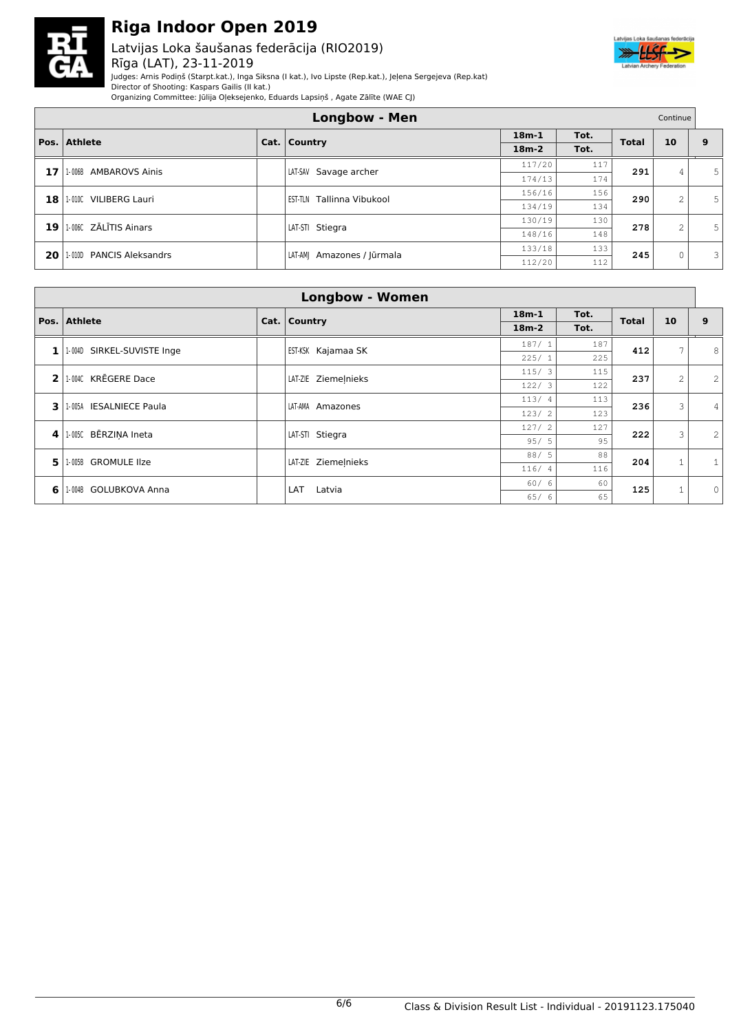# Riga Indoor Open 2019

Latvijas Loka šaušanas federācija (RIO2019)
Rīga (LAT), 23-11-2019

Judges: Arnis Podiņš (Starpt.kat.), Inga Siksna (I kat.), Ivo Lipste (Rep.kat.), Jeļena Sergejeva (Rep.kat)
Director of Shooting: Kaspars Gailis (II kat.)
Organizing Committee: Jūlija Oļeksejenko, Eduards Lapsiņš , Agate Zālīte (WAE CJ)

## Longbow - Men

Continue

| Pos. | Athlete | Cat. | Country | 18m-1 / 18m-2 | Tot. | Total | 10 | 9 |
|---|---|---|---|---|---|---|---|---|
| 17 | 1-006B AMBAROVS Ainis | | LAT-SAV Savage archer | 117/20 | 117 | 291 | 4 | 5 |
| | | | | 174/13 | 174 | | | |
| 18 | 1-010C VILIBERG Lauri | | EST-TLN Tallinna Vibukool | 156/16 | 156 | 290 | 2 | 5 |
| | | | | 134/19 | 134 | | | |
| 19 | 1-006C ZĀLĪTIS Ainars | | LAT-STI Stiegra | 130/19 | 130 | 278 | 2 | 5 |
| | | | | 148/16 | 148 | | | |
| 20 | 1-010D PANCIS Aleksandrs | | LAT-AMJ Amazones / Jūrmala | 133/18 | 133 | 245 | 0 | 3 |
| | | | | 112/20 | 112 | | | |

## Longbow - Women

| Pos. | Athlete | Cat. | Country | 18m-1 / 18m-2 | Tot. | Total | 10 | 9 |
|---|---|---|---|---|---|---|---|---|
| 1 | 1-004D SIRKEL-SUVISTE Inge | | EST-KSK Kajamaa SK | 187/ 1 | 187 | 412 | 7 | 8 |
| | | | | 225/ 1 | 225 | | | |
| 2 | 1-004C KRĒGERE Dace | | LAT-ZIE Ziemeļnieks | 115/ 3 | 115 | 237 | 2 | 2 |
| | | | | 122/ 3 | 122 | | | |
| 3 | 1-005A IESALNIECE Paula | | LAT-AMA Amazones | 113/ 4 | 113 | 236 | 3 | 4 |
| | | | | 123/ 2 | 123 | | | |
| 4 | 1-005C BĒRZIŅA Ineta | | LAT-STI Stiegra | 127/ 2 | 127 | 222 | 3 | 2 |
| | | | | 95/ 5 | 95 | | | |
| 5 | 1-005B GROMULE Ilze | | LAT-ZIE Ziemeļnieks | 88/ 5 | 88 | 204 | 1 | 1 |
| | | | | 116/ 4 | 116 | | | |
| 6 | 1-004B GOLUBKOVA Anna | | LAT Latvia | 60/ 6 | 60 | 125 | 1 | 0 |
| | | | | 65/ 6 | 65 | | | |

Class & Division Result List - Individual - 20191123.175040